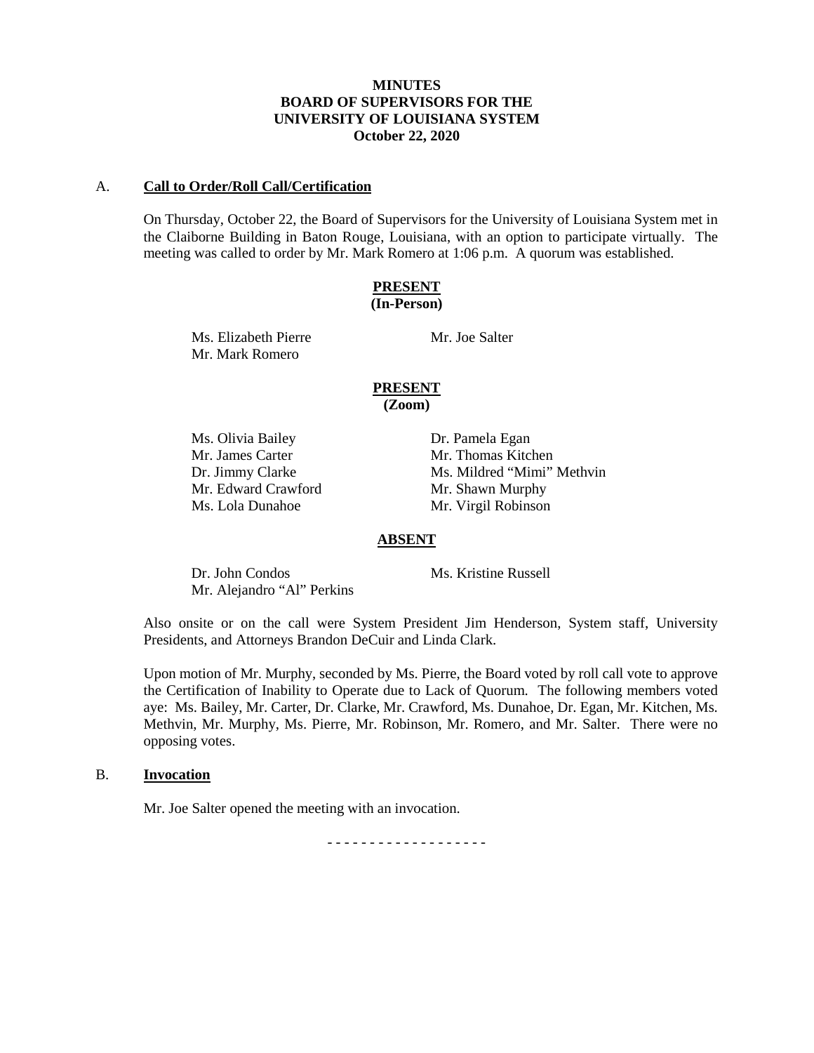**MINUTES**
**BOARD OF SUPERVISORS FOR THE**
**UNIVERSITY OF LOUISIANA SYSTEM**
**October 22, 2020**

A. **Call to Order/Roll Call/Certification**

On Thursday, October 22, the Board of Supervisors for the University of Louisiana System met in the Claiborne Building in Baton Rouge, Louisiana, with an option to participate virtually. The meeting was called to order by Mr. Mark Romero at 1:06 p.m. A quorum was established.

**PRESENT**
**(In-Person)**

Ms. Elizabeth Pierre
Mr. Mark Romero
Mr. Joe Salter

**PRESENT**
**(Zoom)**

Ms. Olivia Bailey
Mr. James Carter
Dr. Jimmy Clarke
Mr. Edward Crawford
Ms. Lola Dunahoe
Dr. Pamela Egan
Mr. Thomas Kitchen
Ms. Mildred "Mimi" Methvin
Mr. Shawn Murphy
Mr. Virgil Robinson

**ABSENT**

Dr. John Condos
Mr. Alejandro "Al" Perkins
Ms. Kristine Russell

Also onsite or on the call were System President Jim Henderson, System staff, University Presidents, and Attorneys Brandon DeCuir and Linda Clark.

Upon motion of Mr. Murphy, seconded by Ms. Pierre, the Board voted by roll call vote to approve the Certification of Inability to Operate due to Lack of Quorum. The following members voted aye: Ms. Bailey, Mr. Carter, Dr. Clarke, Mr. Crawford, Ms. Dunahoe, Dr. Egan, Mr. Kitchen, Ms. Methvin, Mr. Murphy, Ms. Pierre, Mr. Robinson, Mr. Romero, and Mr. Salter. There were no opposing votes.

B. **Invocation**

Mr. Joe Salter opened the meeting with an invocation.

\- - - - - - - - - - - - - - - - - - -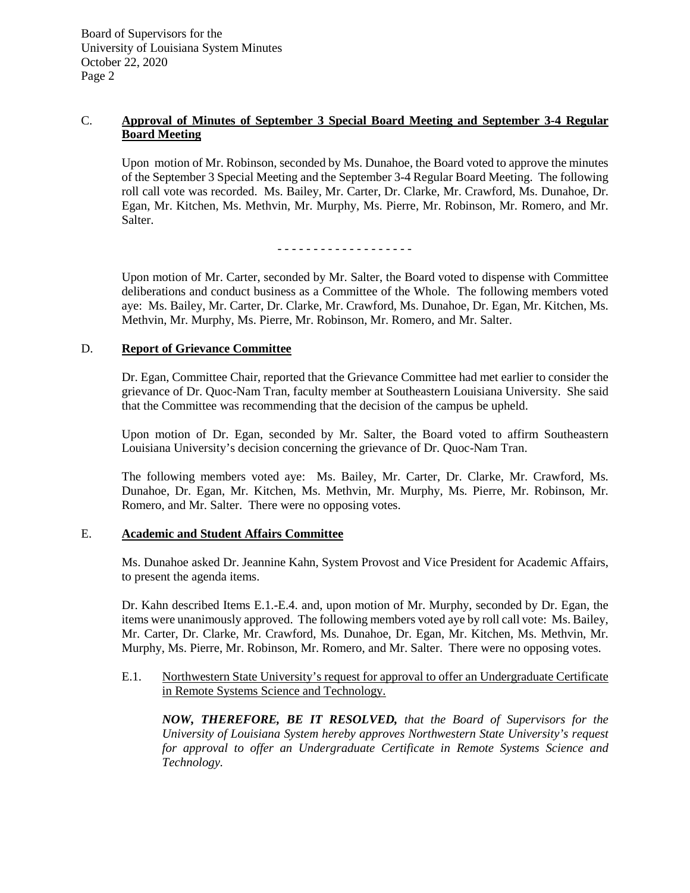## C. **Approval of Minutes of September 3 Special Board Meeting and September 3-4 Regular Board Meeting**

Upon motion of Mr. Robinson, seconded by Ms. Dunahoe, the Board voted to approve the minutes of the September 3 Special Meeting and the September 3-4 Regular Board Meeting. The following roll call vote was recorded. Ms. Bailey, Mr. Carter, Dr. Clarke, Mr. Crawford, Ms. Dunahoe, Dr. Egan, Mr. Kitchen, Ms. Methvin, Mr. Murphy, Ms. Pierre, Mr. Robinson, Mr. Romero, and Mr. Salter.

\- - - - - - - - - - - - - - - - - - -

Upon motion of Mr. Carter, seconded by Mr. Salter, the Board voted to dispense with Committee deliberations and conduct business as a Committee of the Whole. The following members voted aye: Ms. Bailey, Mr. Carter, Dr. Clarke, Mr. Crawford, Ms. Dunahoe, Dr. Egan, Mr. Kitchen, Ms. Methvin, Mr. Murphy, Ms. Pierre, Mr. Robinson, Mr. Romero, and Mr. Salter.

## D. **Report of Grievance Committee**

Dr. Egan, Committee Chair, reported that the Grievance Committee had met earlier to consider the grievance of Dr. Quoc-Nam Tran, faculty member at Southeastern Louisiana University. She said that the Committee was recommending that the decision of the campus be upheld.

Upon motion of Dr. Egan, seconded by Mr. Salter, the Board voted to affirm Southeastern Louisiana University's decision concerning the grievance of Dr. Quoc-Nam Tran.

The following members voted aye: Ms. Bailey, Mr. Carter, Dr. Clarke, Mr. Crawford, Ms. Dunahoe, Dr. Egan, Mr. Kitchen, Ms. Methvin, Mr. Murphy, Ms. Pierre, Mr. Robinson, Mr. Romero, and Mr. Salter. There were no opposing votes.

## E. **Academic and Student Affairs Committee**

Ms. Dunahoe asked Dr. Jeannine Kahn, System Provost and Vice President for Academic Affairs, to present the agenda items.

Dr. Kahn described Items E.1.-E.4. and, upon motion of Mr. Murphy, seconded by Dr. Egan, the items were unanimously approved. The following members voted aye by roll call vote: Ms. Bailey, Mr. Carter, Dr. Clarke, Mr. Crawford, Ms. Dunahoe, Dr. Egan, Mr. Kitchen, Ms. Methvin, Mr. Murphy, Ms. Pierre, Mr. Robinson, Mr. Romero, and Mr. Salter. There were no opposing votes.

E.1. Northwestern State University's request for approval to offer an Undergraduate Certificate in Remote Systems Science and Technology.

***NOW, THEREFORE, BE IT RESOLVED,*** *that the Board of Supervisors for the University of Louisiana System hereby approves Northwestern State University's request for approval to offer an Undergraduate Certificate in Remote Systems Science and Technology.*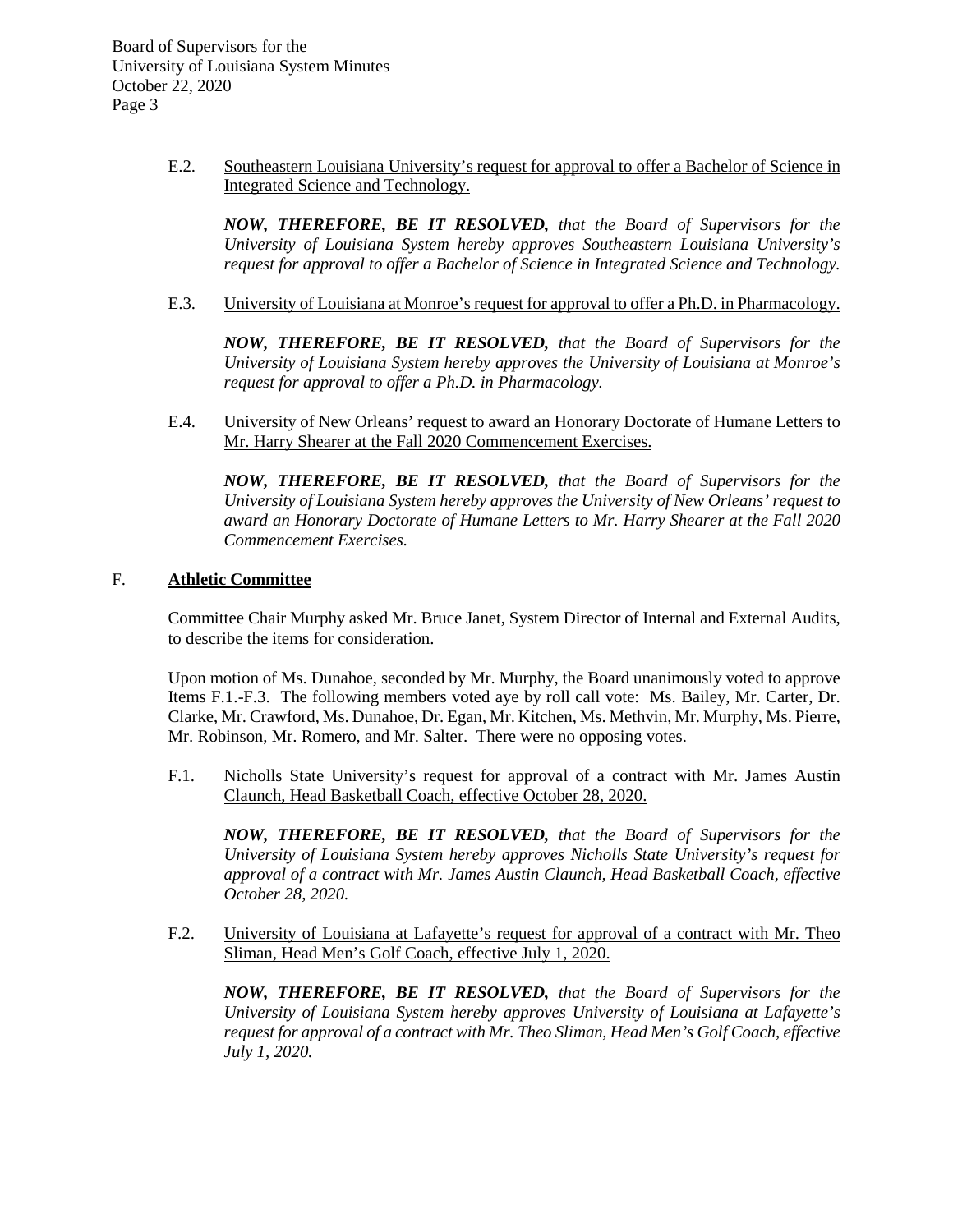E.2. <u>Southeastern Louisiana University's request for approval to offer a Bachelor of Science in Integrated Science and Technology.</u>

***NOW, THEREFORE, BE IT RESOLVED,*** *that the Board of Supervisors for the University of Louisiana System hereby approves Southeastern Louisiana University's request for approval to offer a Bachelor of Science in Integrated Science and Technology.*

E.3. <u>University of Louisiana at Monroe's request for approval to offer a Ph.D. in Pharmacology.</u>

***NOW, THEREFORE, BE IT RESOLVED,*** *that the Board of Supervisors for the University of Louisiana System hereby approves the University of Louisiana at Monroe's request for approval to offer a Ph.D. in Pharmacology.*

E.4. <u>University of New Orleans' request to award an Honorary Doctorate of Humane Letters to Mr. Harry Shearer at the Fall 2020 Commencement Exercises.</u>

***NOW, THEREFORE, BE IT RESOLVED,*** *that the Board of Supervisors for the University of Louisiana System hereby approves the University of New Orleans' request to award an Honorary Doctorate of Humane Letters to Mr. Harry Shearer at the Fall 2020 Commencement Exercises.*

## F. Athletic Committee

Committee Chair Murphy asked Mr. Bruce Janet, System Director of Internal and External Audits, to describe the items for consideration.

Upon motion of Ms. Dunahoe, seconded by Mr. Murphy, the Board unanimously voted to approve Items F.1.-F.3. The following members voted aye by roll call vote: Ms. Bailey, Mr. Carter, Dr. Clarke, Mr. Crawford, Ms. Dunahoe, Dr. Egan, Mr. Kitchen, Ms. Methvin, Mr. Murphy, Ms. Pierre, Mr. Robinson, Mr. Romero, and Mr. Salter. There were no opposing votes.

F.1. <u>Nicholls State University's request for approval of a contract with Mr. James Austin Claunch, Head Basketball Coach, effective October 28, 2020.</u>

***NOW, THEREFORE, BE IT RESOLVED,*** *that the Board of Supervisors for the University of Louisiana System hereby approves Nicholls State University's request for approval of a contract with Mr. James Austin Claunch, Head Basketball Coach, effective October 28, 2020.*

F.2. <u>University of Louisiana at Lafayette's request for approval of a contract with Mr. Theo Sliman, Head Men's Golf Coach, effective July 1, 2020.</u>

***NOW, THEREFORE, BE IT RESOLVED,*** *that the Board of Supervisors for the University of Louisiana System hereby approves University of Louisiana at Lafayette's request for approval of a contract with Mr. Theo Sliman, Head Men's Golf Coach, effective July 1, 2020.*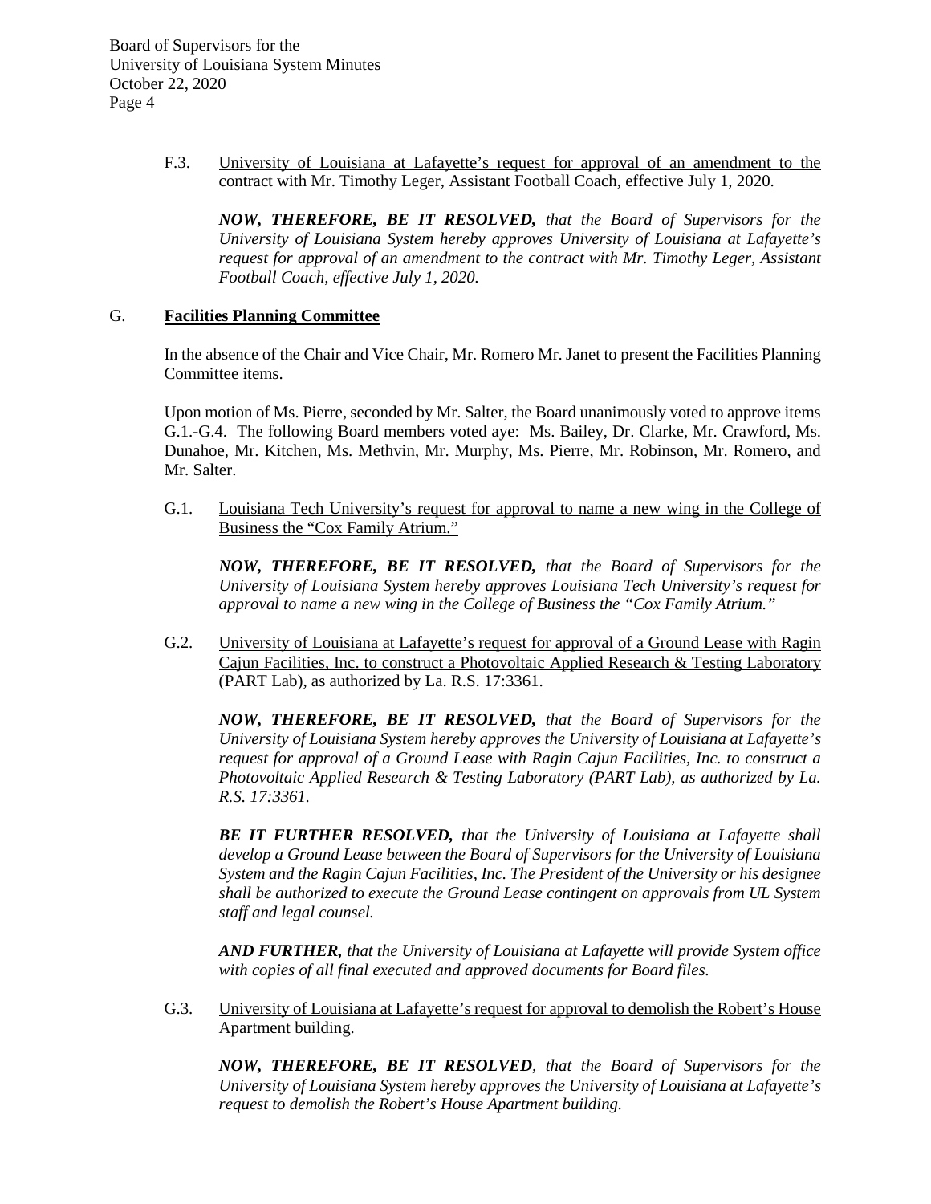F.3. <u>University of Louisiana at Lafayette's request for approval of an amendment to the contract with Mr. Timothy Leger, Assistant Football Coach, effective July 1, 2020.</u>

***NOW, THEREFORE, BE IT RESOLVED,*** *that the Board of Supervisors for the University of Louisiana System hereby approves University of Louisiana at Lafayette's request for approval of an amendment to the contract with Mr. Timothy Leger, Assistant Football Coach, effective July 1, 2020.*

## G. Facilities Planning Committee

In the absence of the Chair and Vice Chair, Mr. Romero Mr. Janet to present the Facilities Planning Committee items.

Upon motion of Ms. Pierre, seconded by Mr. Salter, the Board unanimously voted to approve items G.1.-G.4. The following Board members voted aye: Ms. Bailey, Dr. Clarke, Mr. Crawford, Ms. Dunahoe, Mr. Kitchen, Ms. Methvin, Mr. Murphy, Ms. Pierre, Mr. Robinson, Mr. Romero, and Mr. Salter.

G.1. <u>Louisiana Tech University's request for approval to name a new wing in the College of Business the "Cox Family Atrium."</u>

***NOW, THEREFORE, BE IT RESOLVED,*** *that the Board of Supervisors for the University of Louisiana System hereby approves Louisiana Tech University's request for approval to name a new wing in the College of Business the "Cox Family Atrium."*

G.2. <u>University of Louisiana at Lafayette's request for approval of a Ground Lease with Ragin Cajun Facilities, Inc. to construct a Photovoltaic Applied Research & Testing Laboratory (PART Lab), as authorized by La. R.S. 17:3361.</u>

***NOW, THEREFORE, BE IT RESOLVED,*** *that the Board of Supervisors for the University of Louisiana System hereby approves the University of Louisiana at Lafayette's request for approval of a Ground Lease with Ragin Cajun Facilities, Inc. to construct a Photovoltaic Applied Research & Testing Laboratory (PART Lab), as authorized by La. R.S. 17:3361.*

***BE IT FURTHER RESOLVED,*** *that the University of Louisiana at Lafayette shall develop a Ground Lease between the Board of Supervisors for the University of Louisiana System and the Ragin Cajun Facilities, Inc. The President of the University or his designee shall be authorized to execute the Ground Lease contingent on approvals from UL System staff and legal counsel.*

***AND FURTHER,*** *that the University of Louisiana at Lafayette will provide System office with copies of all final executed and approved documents for Board files.*

G.3. <u>University of Louisiana at Lafayette's request for approval to demolish the Robert's House Apartment building.</u>

***NOW, THEREFORE, BE IT RESOLVED****, that the Board of Supervisors for the University of Louisiana System hereby approves the University of Louisiana at Lafayette's request to demolish the Robert's House Apartment building.*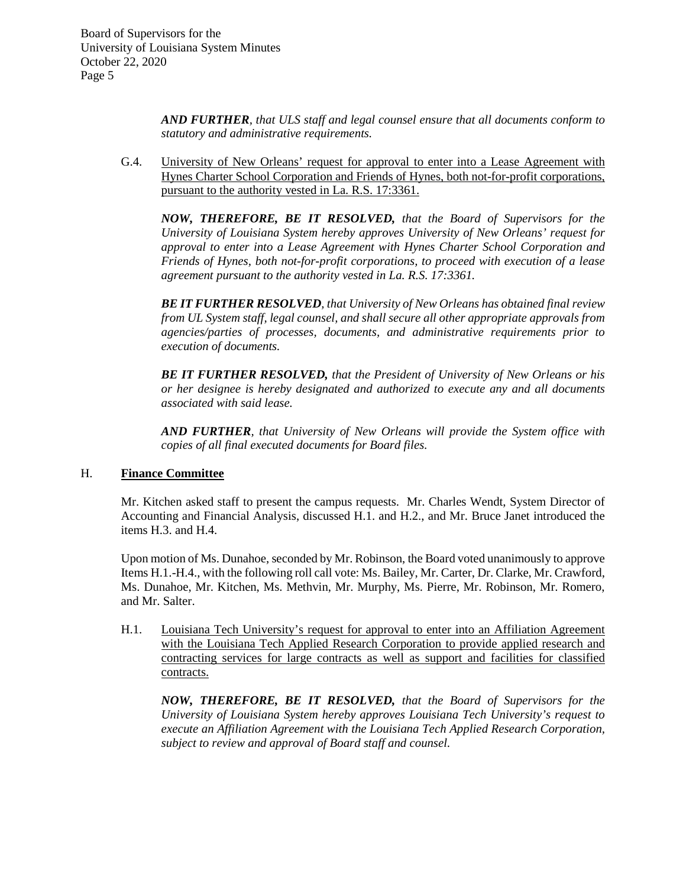***AND FURTHER**, that ULS staff and legal counsel ensure that all documents conform to statutory and administrative requirements.*

G.4. University of New Orleans' request for approval to enter into a Lease Agreement with Hynes Charter School Corporation and Friends of Hynes, both not-for-profit corporations, pursuant to the authority vested in La. R.S. 17:3361.

***NOW, THEREFORE, BE IT RESOLVED,** that the Board of Supervisors for the University of Louisiana System hereby approves University of New Orleans' request for approval to enter into a Lease Agreement with Hynes Charter School Corporation and Friends of Hynes, both not-for-profit corporations, to proceed with execution of a lease agreement pursuant to the authority vested in La. R.S. 17:3361.*

***BE IT FURTHER RESOLVED**, that University of New Orleans has obtained final review from UL System staff, legal counsel, and shall secure all other appropriate approvals from agencies/parties of processes, documents, and administrative requirements prior to execution of documents.*

***BE IT FURTHER RESOLVED,** that the President of University of New Orleans or his or her designee is hereby designated and authorized to execute any and all documents associated with said lease.*

***AND FURTHER**, that University of New Orleans will provide the System office with copies of all final executed documents for Board files.*

## H. Finance Committee

Mr. Kitchen asked staff to present the campus requests. Mr. Charles Wendt, System Director of Accounting and Financial Analysis, discussed H.1. and H.2., and Mr. Bruce Janet introduced the items H.3. and H.4.

Upon motion of Ms. Dunahoe, seconded by Mr. Robinson, the Board voted unanimously to approve Items H.1.-H.4., with the following roll call vote: Ms. Bailey, Mr. Carter, Dr. Clarke, Mr. Crawford, Ms. Dunahoe, Mr. Kitchen, Ms. Methvin, Mr. Murphy, Ms. Pierre, Mr. Robinson, Mr. Romero, and Mr. Salter.

H.1. Louisiana Tech University's request for approval to enter into an Affiliation Agreement with the Louisiana Tech Applied Research Corporation to provide applied research and contracting services for large contracts as well as support and facilities for classified contracts.

***NOW, THEREFORE, BE IT RESOLVED,** that the Board of Supervisors for the University of Louisiana System hereby approves Louisiana Tech University's request to execute an Affiliation Agreement with the Louisiana Tech Applied Research Corporation, subject to review and approval of Board staff and counsel.*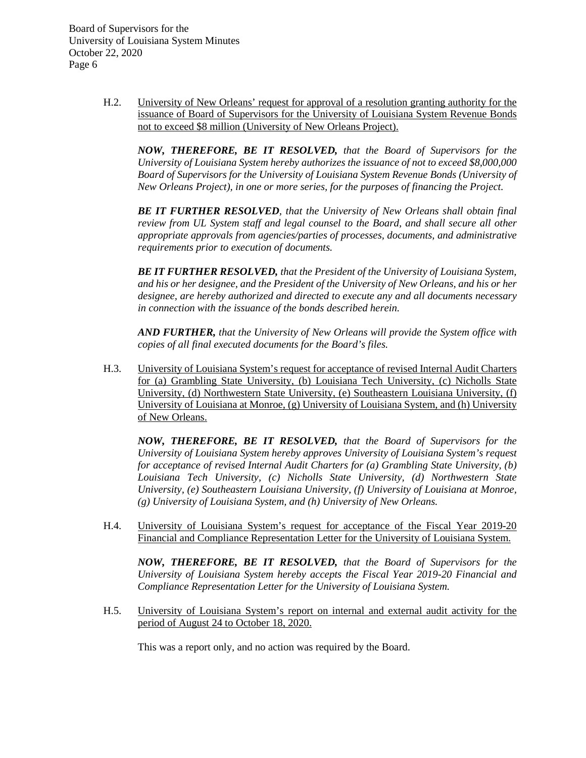H.2. University of New Orleans' request for approval of a resolution granting authority for the issuance of Board of Supervisors for the University of Louisiana System Revenue Bonds not to exceed $8 million (University of New Orleans Project).

***NOW, THEREFORE, BE IT RESOLVED,*** *that the Board of Supervisors for the University of Louisiana System hereby authorizes the issuance of not to exceed $8,000,000 Board of Supervisors for the University of Louisiana System Revenue Bonds (University of New Orleans Project), in one or more series, for the purposes of financing the Project.*

***BE IT FURTHER RESOLVED****, that the University of New Orleans shall obtain final review from UL System staff and legal counsel to the Board, and shall secure all other appropriate approvals from agencies/parties of processes, documents, and administrative requirements prior to execution of documents.*

***BE IT FURTHER RESOLVED,*** *that the President of the University of Louisiana System, and his or her designee, and the President of the University of New Orleans, and his or her designee, are hereby authorized and directed to execute any and all documents necessary in connection with the issuance of the bonds described herein.*

***AND FURTHER,*** *that the University of New Orleans will provide the System office with copies of all final executed documents for the Board's files.*

H.3. University of Louisiana System's request for acceptance of revised Internal Audit Charters for (a) Grambling State University, (b) Louisiana Tech University, (c) Nicholls State University, (d) Northwestern State University, (e) Southeastern Louisiana University, (f) University of Louisiana at Monroe, (g) University of Louisiana System, and (h) University of New Orleans.

***NOW, THEREFORE, BE IT RESOLVED,*** *that the Board of Supervisors for the University of Louisiana System hereby approves University of Louisiana System's request for acceptance of revised Internal Audit Charters for (a) Grambling State University, (b) Louisiana Tech University, (c) Nicholls State University, (d) Northwestern State University, (e) Southeastern Louisiana University, (f) University of Louisiana at Monroe, (g) University of Louisiana System, and (h) University of New Orleans.*

H.4. University of Louisiana System's request for acceptance of the Fiscal Year 2019-20 Financial and Compliance Representation Letter for the University of Louisiana System.

***NOW, THEREFORE, BE IT RESOLVED,*** *that the Board of Supervisors for the University of Louisiana System hereby accepts the Fiscal Year 2019-20 Financial and Compliance Representation Letter for the University of Louisiana System.*

H.5. University of Louisiana System's report on internal and external audit activity for the period of August 24 to October 18, 2020.

This was a report only, and no action was required by the Board.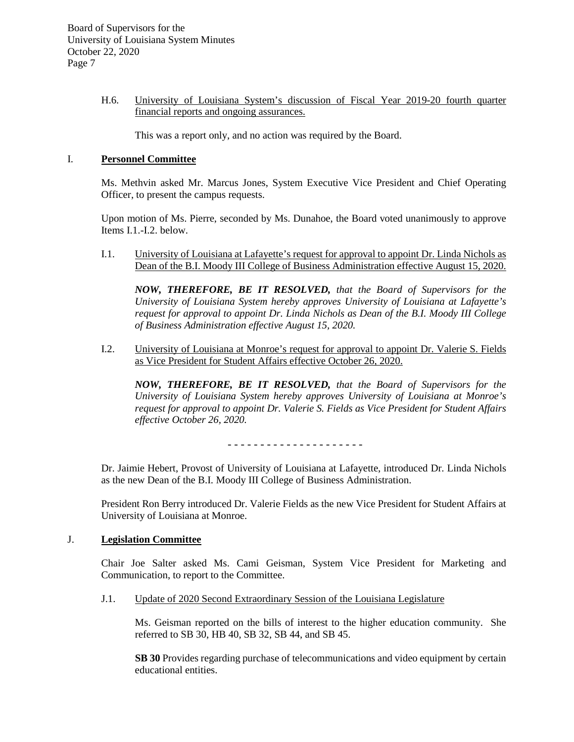H.6. University of Louisiana System's discussion of Fiscal Year 2019-20 fourth quarter financial reports and ongoing assurances.

This was a report only, and no action was required by the Board.

## I. **Personnel Committee**

Ms. Methvin asked Mr. Marcus Jones, System Executive Vice President and Chief Operating Officer, to present the campus requests.

Upon motion of Ms. Pierre, seconded by Ms. Dunahoe, the Board voted unanimously to approve Items I.1.-I.2. below.

I.1. University of Louisiana at Lafayette's request for approval to appoint Dr. Linda Nichols as Dean of the B.I. Moody III College of Business Administration effective August 15, 2020.

***NOW, THEREFORE, BE IT RESOLVED,*** *that the Board of Supervisors for the University of Louisiana System hereby approves University of Louisiana at Lafayette's request for approval to appoint Dr. Linda Nichols as Dean of the B.I. Moody III College of Business Administration effective August 15, 2020.*

I.2. University of Louisiana at Monroe's request for approval to appoint Dr. Valerie S. Fields as Vice President for Student Affairs effective October 26, 2020.

***NOW, THEREFORE, BE IT RESOLVED,*** *that the Board of Supervisors for the University of Louisiana System hereby approves University of Louisiana at Monroe's request for approval to appoint Dr. Valerie S. Fields as Vice President for Student Affairs effective October 26, 2020.*

- - - - - - - - - - - - - - - - - - - - -

Dr. Jaimie Hebert, Provost of University of Louisiana at Lafayette, introduced Dr. Linda Nichols as the new Dean of the B.I. Moody III College of Business Administration.

President Ron Berry introduced Dr. Valerie Fields as the new Vice President for Student Affairs at University of Louisiana at Monroe.

## J. **Legislation Committee**

Chair Joe Salter asked Ms. Cami Geisman, System Vice President for Marketing and Communication, to report to the Committee.

J.1. Update of 2020 Second Extraordinary Session of the Louisiana Legislature

Ms. Geisman reported on the bills of interest to the higher education community. She referred to SB 30, HB 40, SB 32, SB 44, and SB 45.

**SB 30** Provides regarding purchase of telecommunications and video equipment by certain educational entities.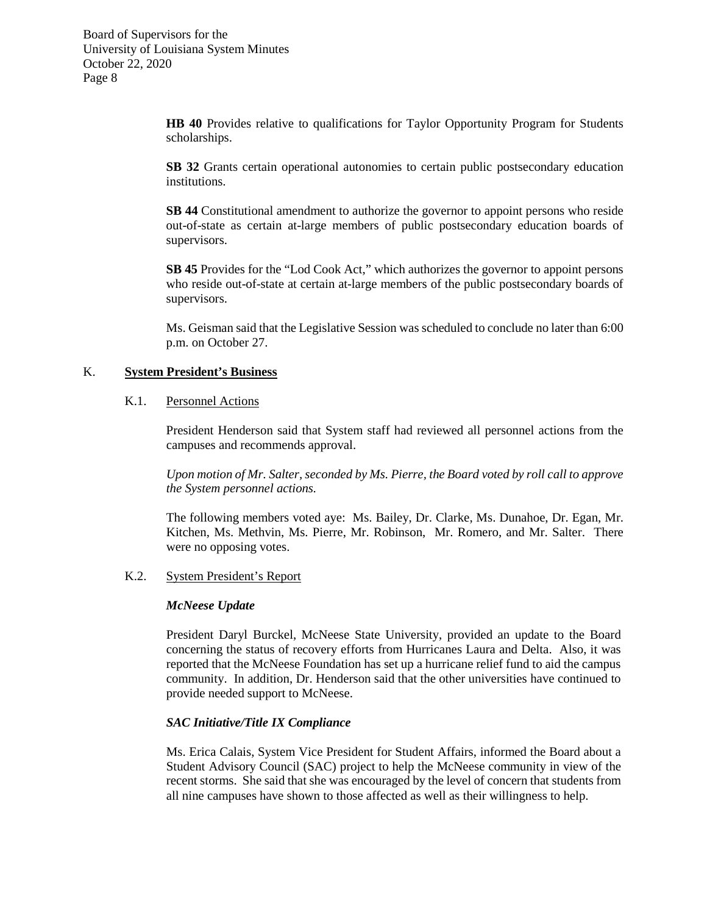**HB 40** Provides relative to qualifications for Taylor Opportunity Program for Students scholarships.

**SB 32** Grants certain operational autonomies to certain public postsecondary education institutions.

**SB 44** Constitutional amendment to authorize the governor to appoint persons who reside out-of-state as certain at-large members of public postsecondary education boards of supervisors.

**SB 45** Provides for the "Lod Cook Act," which authorizes the governor to appoint persons who reside out-of-state at certain at-large members of the public postsecondary boards of supervisors.

Ms. Geisman said that the Legislative Session was scheduled to conclude no later than 6:00 p.m. on October 27.

## K. System President's Business

### K.1. Personnel Actions

President Henderson said that System staff had reviewed all personnel actions from the campuses and recommends approval.

*Upon motion of Mr. Salter, seconded by Ms. Pierre, the Board voted by roll call to approve the System personnel actions.*

The following members voted aye: Ms. Bailey, Dr. Clarke, Ms. Dunahoe, Dr. Egan, Mr. Kitchen, Ms. Methvin, Ms. Pierre, Mr. Robinson, Mr. Romero, and Mr. Salter. There were no opposing votes.

### K.2. System President's Report

***McNeese Update***

President Daryl Burckel, McNeese State University, provided an update to the Board concerning the status of recovery efforts from Hurricanes Laura and Delta. Also, it was reported that the McNeese Foundation has set up a hurricane relief fund to aid the campus community. In addition, Dr. Henderson said that the other universities have continued to provide needed support to McNeese.

***SAC Initiative/Title IX Compliance***

Ms. Erica Calais, System Vice President for Student Affairs, informed the Board about a Student Advisory Council (SAC) project to help the McNeese community in view of the recent storms. She said that she was encouraged by the level of concern that students from all nine campuses have shown to those affected as well as their willingness to help.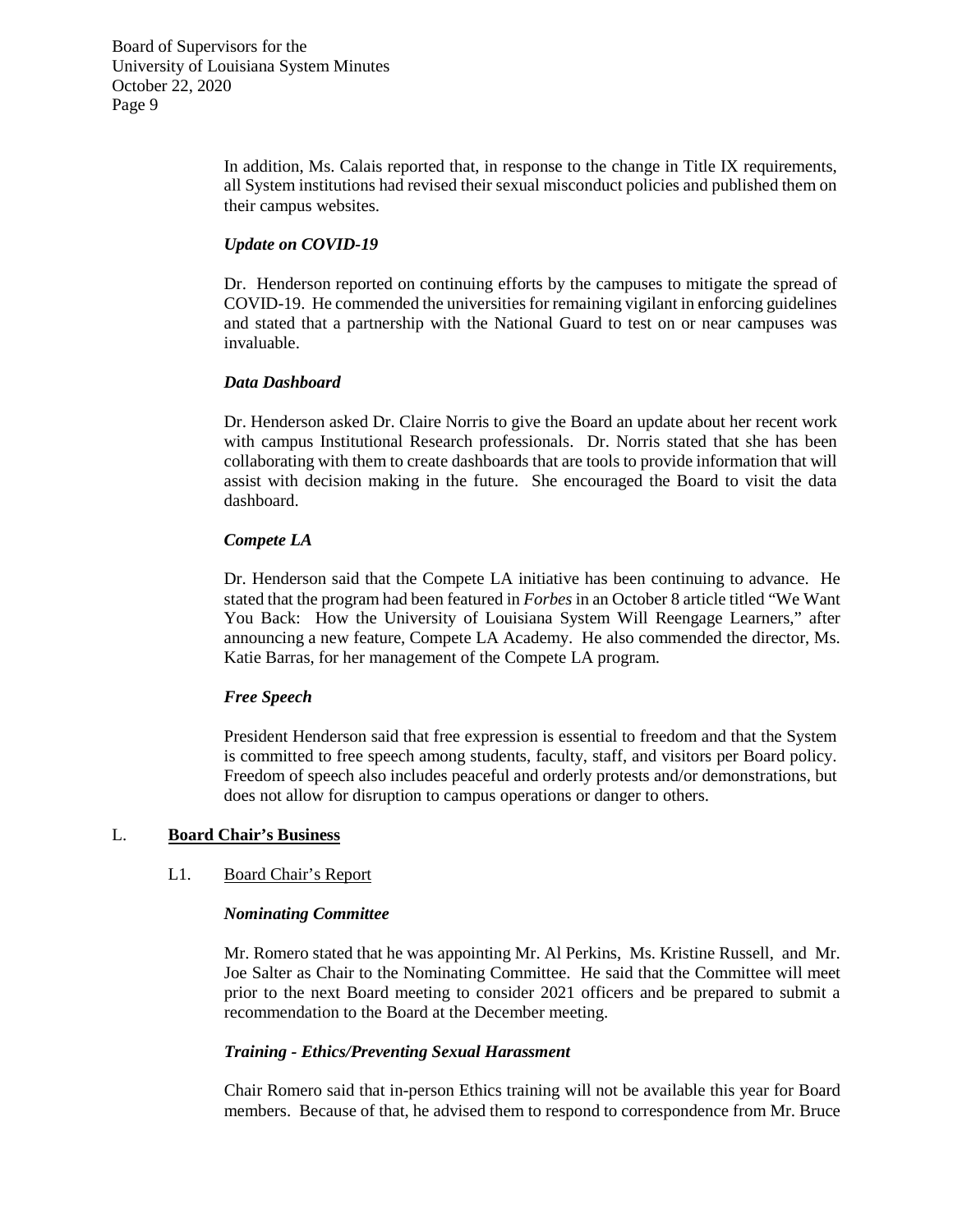In addition, Ms. Calais reported that, in response to the change in Title IX requirements, all System institutions had revised their sexual misconduct policies and published them on their campus websites.

***Update on COVID-19***

Dr. Henderson reported on continuing efforts by the campuses to mitigate the spread of COVID-19. He commended the universities for remaining vigilant in enforcing guidelines and stated that a partnership with the National Guard to test on or near campuses was invaluable.

***Data Dashboard***

Dr. Henderson asked Dr. Claire Norris to give the Board an update about her recent work with campus Institutional Research professionals. Dr. Norris stated that she has been collaborating with them to create dashboards that are tools to provide information that will assist with decision making in the future. She encouraged the Board to visit the data dashboard.

***Compete LA***

Dr. Henderson said that the Compete LA initiative has been continuing to advance. He stated that the program had been featured in *Forbes* in an October 8 article titled "We Want You Back: How the University of Louisiana System Will Reengage Learners," after announcing a new feature, Compete LA Academy. He also commended the director, Ms. Katie Barras, for her management of the Compete LA program.

***Free Speech***

President Henderson said that free expression is essential to freedom and that the System is committed to free speech among students, faculty, staff, and visitors per Board policy. Freedom of speech also includes peaceful and orderly protests and/or demonstrations, but does not allow for disruption to campus operations or danger to others.

## L. **Board Chair's Business**

### L1. Board Chair's Report

***Nominating Committee***

Mr. Romero stated that he was appointing Mr. Al Perkins, Ms. Kristine Russell, and Mr. Joe Salter as Chair to the Nominating Committee. He said that the Committee will meet prior to the next Board meeting to consider 2021 officers and be prepared to submit a recommendation to the Board at the December meeting.

***Training - Ethics/Preventing Sexual Harassment***

Chair Romero said that in-person Ethics training will not be available this year for Board members. Because of that, he advised them to respond to correspondence from Mr. Bruce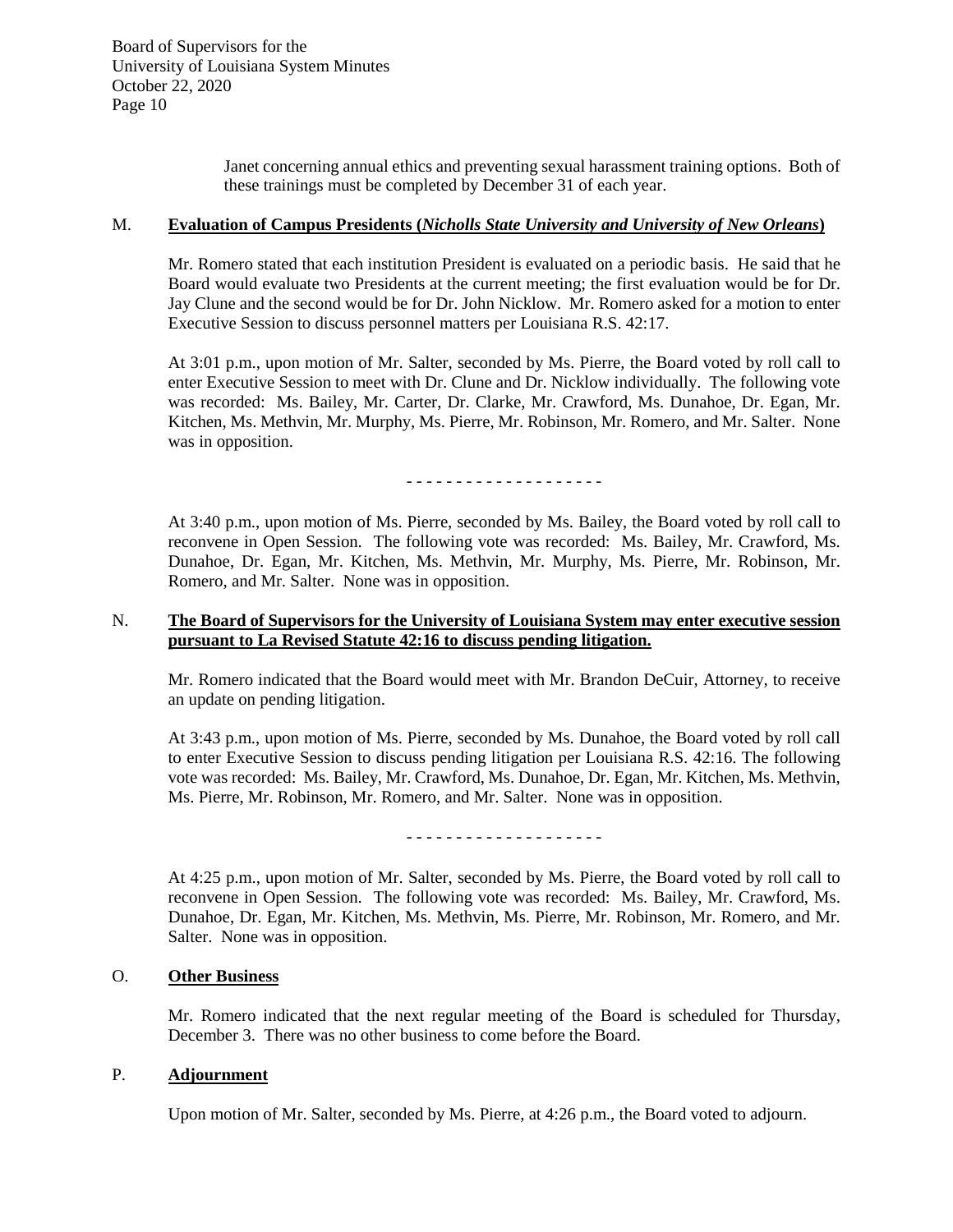Janet concerning annual ethics and preventing sexual harassment training options. Both of these trainings must be completed by December 31 of each year.

M. **Evaluation of Campus Presidents (*Nicholls State University and University of New Orleans*)**

Mr. Romero stated that each institution President is evaluated on a periodic basis. He said that he Board would evaluate two Presidents at the current meeting; the first evaluation would be for Dr. Jay Clune and the second would be for Dr. John Nicklow. Mr. Romero asked for a motion to enter Executive Session to discuss personnel matters per Louisiana R.S. 42:17.

At 3:01 p.m., upon motion of Mr. Salter, seconded by Ms. Pierre, the Board voted by roll call to enter Executive Session to meet with Dr. Clune and Dr. Nicklow individually. The following vote was recorded: Ms. Bailey, Mr. Carter, Dr. Clarke, Mr. Crawford, Ms. Dunahoe, Dr. Egan, Mr. Kitchen, Ms. Methvin, Mr. Murphy, Ms. Pierre, Mr. Robinson, Mr. Romero, and Mr. Salter. None was in opposition.

\- - - - - - - - - - - - - - - - - - - -

At 3:40 p.m., upon motion of Ms. Pierre, seconded by Ms. Bailey, the Board voted by roll call to reconvene in Open Session. The following vote was recorded: Ms. Bailey, Mr. Crawford, Ms. Dunahoe, Dr. Egan, Mr. Kitchen, Ms. Methvin, Mr. Murphy, Ms. Pierre, Mr. Robinson, Mr. Romero, and Mr. Salter. None was in opposition.

N. **The Board of Supervisors for the University of Louisiana System may enter executive session pursuant to La Revised Statute 42:16 to discuss pending litigation.**

Mr. Romero indicated that the Board would meet with Mr. Brandon DeCuir, Attorney, to receive an update on pending litigation.

At 3:43 p.m., upon motion of Ms. Pierre, seconded by Ms. Dunahoe, the Board voted by roll call to enter Executive Session to discuss pending litigation per Louisiana R.S. 42:16. The following vote was recorded: Ms. Bailey, Mr. Crawford, Ms. Dunahoe, Dr. Egan, Mr. Kitchen, Ms. Methvin, Ms. Pierre, Mr. Robinson, Mr. Romero, and Mr. Salter. None was in opposition.

\- - - - - - - - - - - - - - - - - - - -

At 4:25 p.m., upon motion of Mr. Salter, seconded by Ms. Pierre, the Board voted by roll call to reconvene in Open Session. The following vote was recorded: Ms. Bailey, Mr. Crawford, Ms. Dunahoe, Dr. Egan, Mr. Kitchen, Ms. Methvin, Ms. Pierre, Mr. Robinson, Mr. Romero, and Mr. Salter. None was in opposition.

O. **Other Business**

Mr. Romero indicated that the next regular meeting of the Board is scheduled for Thursday, December 3. There was no other business to come before the Board.

P. **Adjournment**

Upon motion of Mr. Salter, seconded by Ms. Pierre, at 4:26 p.m., the Board voted to adjourn.